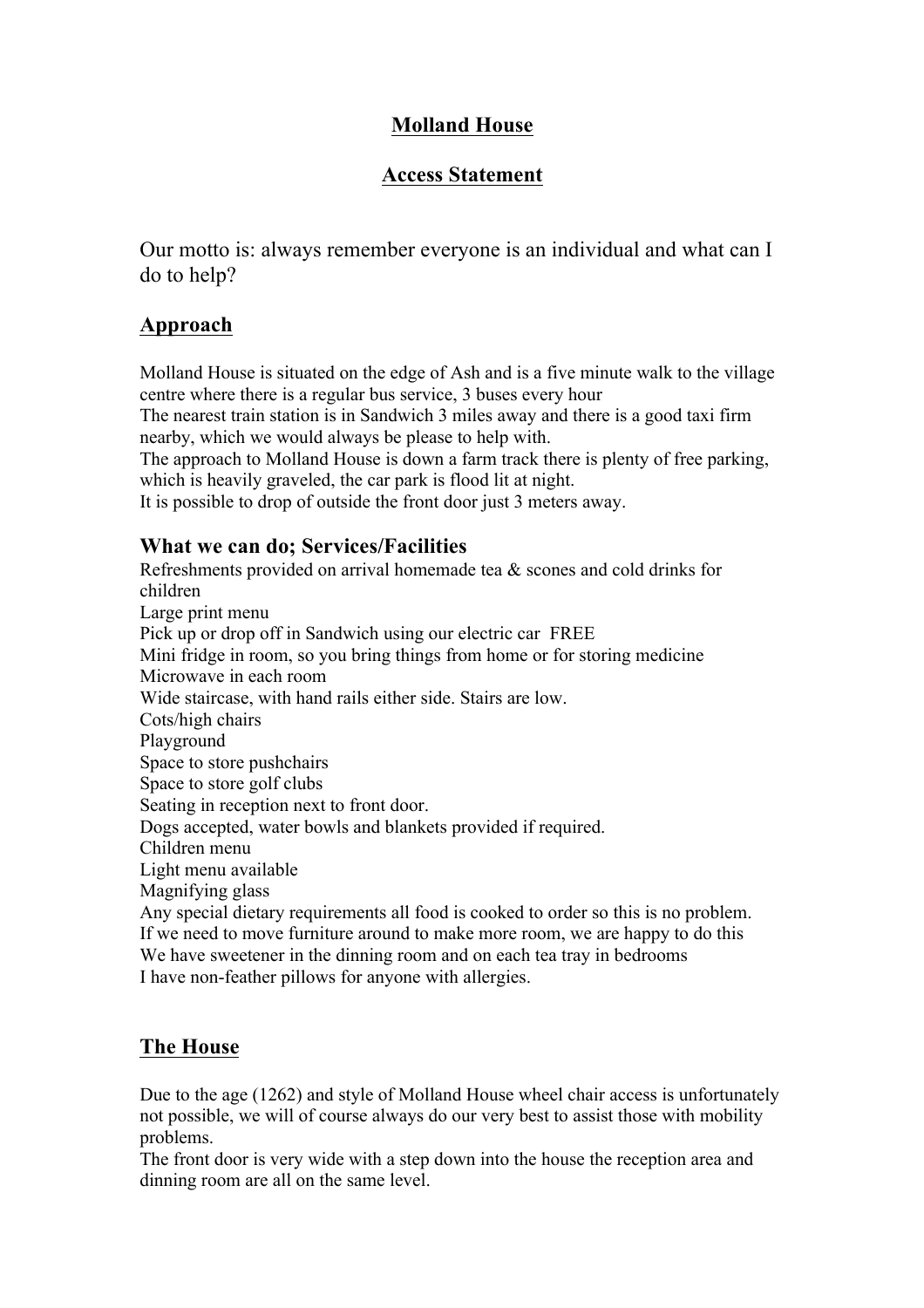# Molland House

## Access Statement

Our motto is: always remember everyone is an individual and what can I do to help?

## Approach

Molland House is situated on the edge of Ash and is a five minute walk to the village centre where there is a regular bus service, 3 buses every hour

The nearest train station is in Sandwich 3 miles away and there is a good taxi firm nearby, which we would always be please to help with.

The approach to Molland House is down a farm track there is plenty of free parking, which is heavily graveled, the car park is flood lit at night.

It is possible to drop of outside the front door just 3 meters away.

### What we can do; Services/Facilities

Refreshments provided on arrival homemade tea & scones and cold drinks for children

Large print menu

Pick up or drop off in Sandwich using our electric car FREE

Mini fridge in room, so you bring things from home or for storing medicine

Microwave in each room

Wide staircase, with hand rails either side. Stairs are low.

Cots/high chairs

Playground

Space to store pushchairs

Space to store golf clubs

Seating in reception next to front door.

Dogs accepted, water bowls and blankets provided if required.

Children menu

Light menu available

Magnifying glass

Any special dietary requirements all food is cooked to order so this is no problem.

If we need to move furniture around to make more room, we are happy to do this

We have sweetener in the dinning room and on each tea tray in bedrooms

I have non-feather pillows for anyone with allergies.

## The House

Due to the age (1262) and style of Molland House wheel chair access is unfortunately not possible, we will of course always do our very best to assist those with mobility problems.

The front door is very wide with a step down into the house the reception area and dinning room are all on the same level.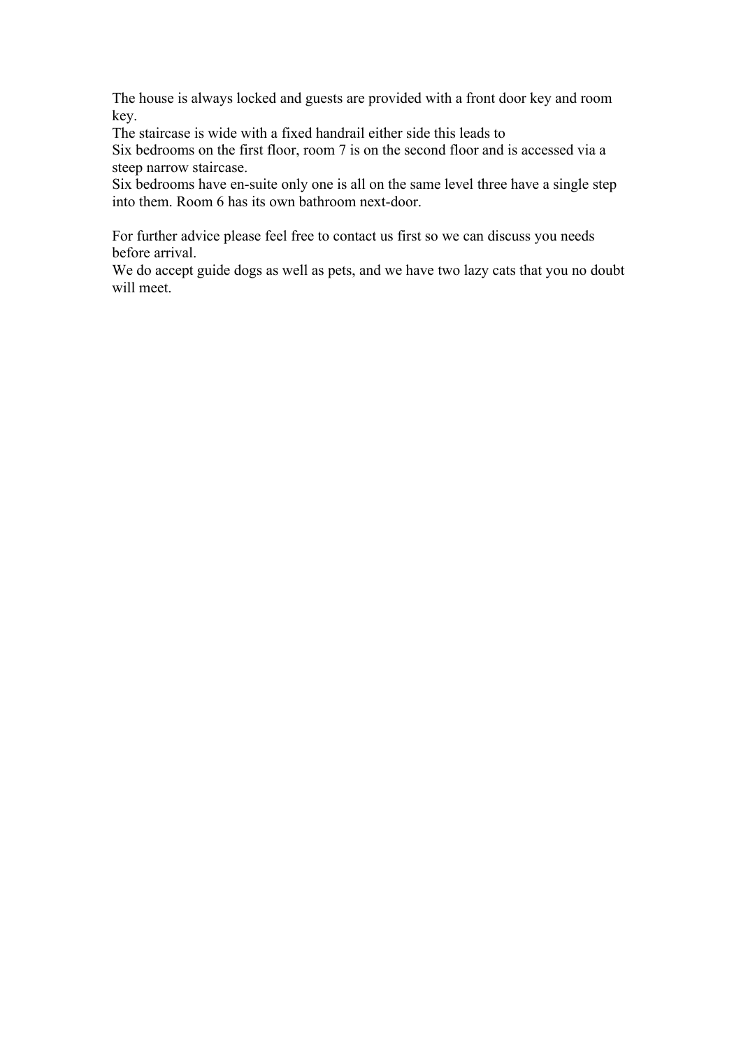The house is always locked and guests are provided with a front door key and room key.
The staircase is wide with a fixed handrail either side this leads to
Six bedrooms on the first floor, room 7 is on the second floor and is accessed via a steep narrow staircase.
Six bedrooms have en-suite only one is all on the same level three have a single step into them. Room 6 has its own bathroom next-door.

For further advice please feel free to contact us first so we can discuss you needs before arrival.
We do accept guide dogs as well as pets, and we have two lazy cats that you no doubt will meet.